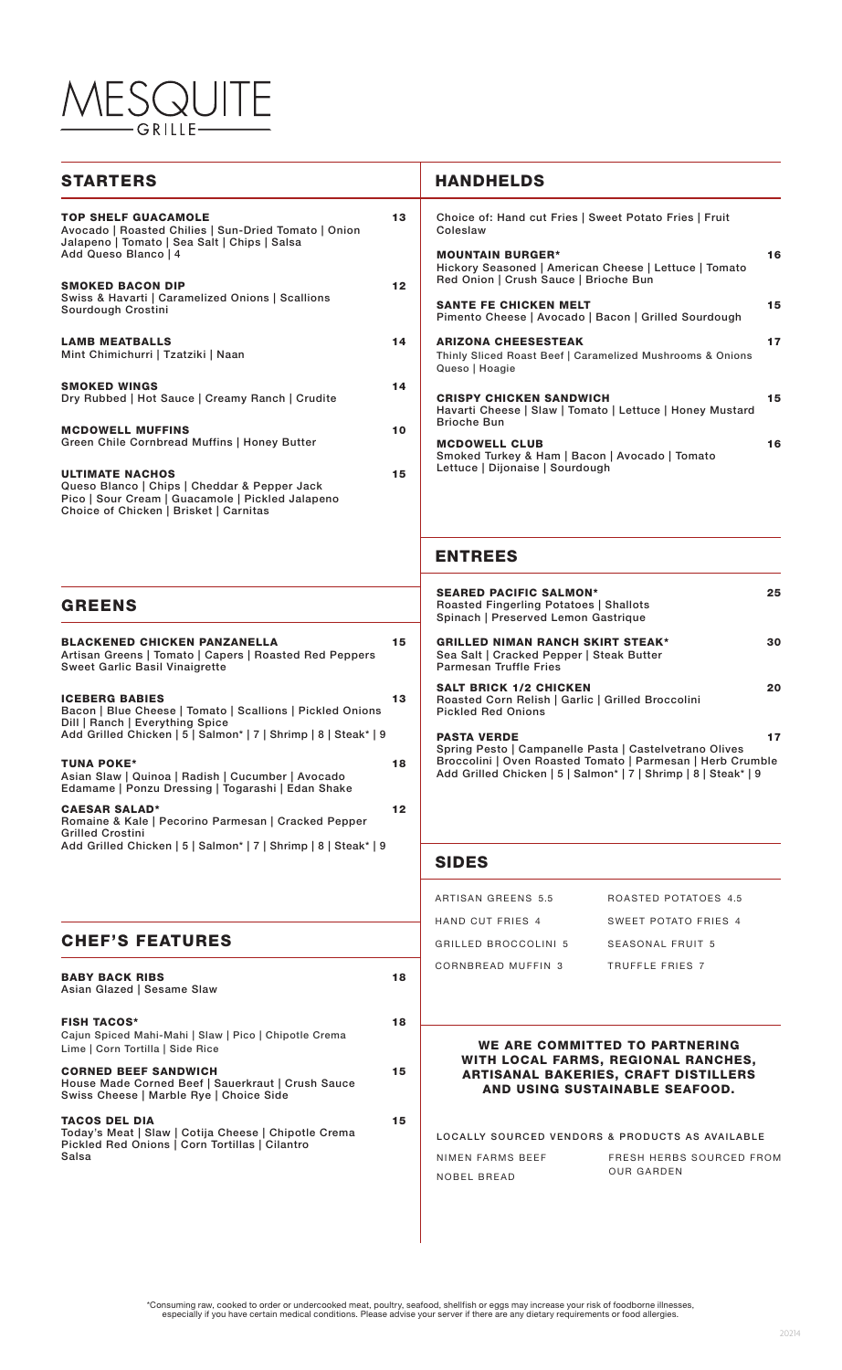# MESQUITE GRILLE

## STARTERS

**TOP SHELF GUACAMOLE** 13
Avocado | Roasted Chilies | Sun-Dried Tomato | Onion Jalapeno | Tomato | Sea Salt | Chips | Salsa
Add Queso Blanco | 4

**SMOKED BACON DIP** 12
Swiss & Havarti | Caramelized Onions | Scallions Sourdough Crostini

**LAMB MEATBALLS** 14
Mint Chimichurri | Tzatziki | Naan

**SMOKED WINGS** 14
Dry Rubbed | Hot Sauce | Creamy Ranch | Crudite

**MCDOWELL MUFFINS** 10
Green Chile Cornbread Muffins | Honey Butter

**ULTIMATE NACHOS** 15
Queso Blanco | Chips | Cheddar & Pepper Jack Pico | Sour Cream | Guacamole | Pickled Jalapeno Choice of Chicken | Brisket | Carnitas

## GREENS

**BLACKENED CHICKEN PANZANELLA** 15
Artisan Greens | Tomato | Capers | Roasted Red Peppers Sweet Garlic Basil Vinaigrette

**ICEBERG BABIES** 13
Bacon | Blue Cheese | Tomato | Scallions | Pickled Onions Dill | Ranch | Everything Spice
Add Grilled Chicken | 5 | Salmon* | 7 | Shrimp | 8 | Steak* | 9

**TUNA POKE*** 18
Asian Slaw | Quinoa | Radish | Cucumber | Avocado Edamame | Ponzu Dressing | Togarashi | Edan Shake

**CAESAR SALAD*** 12
Romaine & Kale | Pecorino Parmesan | Cracked Pepper Grilled Crostini
Add Grilled Chicken | 5 | Salmon* | 7 | Shrimp | 8 | Steak* | 9

## CHEF'S FEATURES

**BABY BACK RIBS** 18
Asian Glazed | Sesame Slaw

**FISH TACOS*** 18
Cajun Spiced Mahi-Mahi | Slaw | Pico | Chipotle Crema Lime | Corn Tortilla | Side Rice

**CORNED BEEF SANDWICH** 15
House Made Corned Beef | Sauerkraut | Crush Sauce Swiss Cheese | Marble Rye | Choice Side

**TACOS DEL DIA** 15
Today's Meat | Slaw | Cotija Cheese | Chipotle Crema Pickled Red Onions | Corn Tortillas | Cilantro Salsa

## HANDHELDS

Choice of: Hand cut Fries | Sweet Potato Fries | Fruit Coleslaw

**MOUNTAIN BURGER*** 16
Hickory Seasoned | American Cheese | Lettuce | Tomato Red Onion | Crush Sauce | Brioche Bun

**SANTE FE CHICKEN MELT** 15
Pimento Cheese | Avocado | Bacon | Grilled Sourdough

**ARIZONA CHEESESTEAK** 17
Thinly Sliced Roast Beef | Caramelized Mushrooms & Onions Queso | Hoagie

**CRISPY CHICKEN SANDWICH** 15
Havarti Cheese | Slaw | Tomato | Lettuce | Honey Mustard Brioche Bun

**MCDOWELL CLUB** 16
Smoked Turkey & Ham | Bacon | Avocado | Tomato Lettuce | Dijonaise | Sourdough

## ENTREES

**SEARED PACIFIC SALMON*** 25
Roasted Fingerling Potatoes | Shallots Spinach | Preserved Lemon Gastrique

**GRILLED NIMAN RANCH SKIRT STEAK*** 30
Sea Salt | Cracked Pepper | Steak Butter Parmesan Truffle Fries

**SALT BRICK 1/2 CHICKEN** 20
Roasted Corn Relish | Garlic | Grilled Broccolini Pickled Red Onions

**PASTA VERDE** 17
Spring Pesto | Campanelle Pasta | Castelvetrano Olives Broccolini | Oven Roasted Tomato | Parmesan | Herb Crumble
Add Grilled Chicken | 5 | Salmon* | 7 | Shrimp | 8 | Steak* | 9

## SIDES

| | |
|---|---|
| ARTISAN GREENS 5.5 | ROASTED POTATOES 4.5 |
| HAND CUT FRIES 4 | SWEET POTATO FRIES 4 |
| GRILLED BROCCOLINI 5 | SEASONAL FRUIT 5 |
| CORNBREAD MUFFIN 3 | TRUFFLE FRIES 7 |

**WE ARE COMMITTED TO PARTNERING WITH LOCAL FARMS, REGIONAL RANCHES, ARTISANAL BAKERIES, CRAFT DISTILLERS AND USING SUSTAINABLE SEAFOOD.**

LOCALLY SOURCED VENDORS & PRODUCTS AS AVAILABLE

NIMEN FARMS BEEF
NOBEL BREAD
FRESH HERBS SOURCED FROM OUR GARDEN

*Consuming raw, cooked to order or undercooked meat, poultry, seafood, shellfish or eggs may increase your risk of foodborne illnesses, especially if you have certain medical conditions. Please advise your server if there are any dietary requirements or food allergies.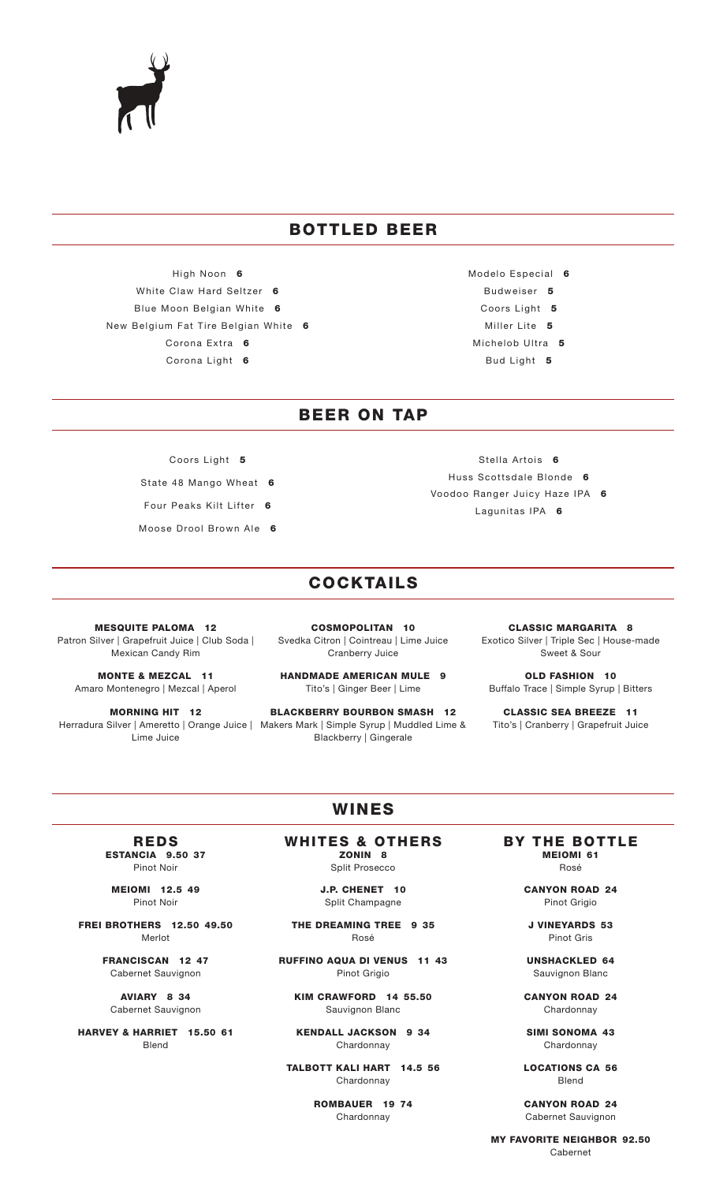## BOTTLED BEER

High Noon **6**
White Claw Hard Seltzer **6**
Blue Moon Belgian White **6**
New Belgium Fat Tire Belgian White **6**
Corona Extra **6**
Corona Light **6**

Modelo Especial **6**
Budweiser **5**
Coors Light **5**
Miller Lite **5**
Michelob Ultra **5**
Bud Light **5**

## BEER ON TAP

Coors Light **5**
State 48 Mango Wheat **6**
Four Peaks Kilt Lifter **6**
Moose Drool Brown Ale **6**

Stella Artois **6**
Huss Scottsdale Blonde **6**
Voodoo Ranger Juicy Haze IPA **6**
Lagunitas IPA **6**

## COCKTAILS

**MESQUITE PALOMA 12**
Patron Silver | Grapefruit Juice | Club Soda | Mexican Candy Rim

**MONTE & MEZCAL 11**
Amaro Montenegro | Mezcal | Aperol

**MORNING HIT 12**
Herradura Silver | Ameretto | Orange Juice | Lime Juice

**COSMOPOLITAN 10**
Svedka Citron | Cointreau | Lime Juice Cranberry Juice

**HANDMADE AMERICAN MULE 9**
Tito's | Ginger Beer | Lime

**BLACKBERRY BOURBON SMASH 12**
Makers Mark | Simple Syrup | Muddled Lime & Blackberry | Gingerale

**CLASSIC MARGARITA 8**
Exotico Silver | Triple Sec | House-made Sweet & Sour

**OLD FASHION 10**
Buffalo Trace | Simple Syrup | Bitters

**CLASSIC SEA BREEZE 11**
Tito's | Cranberry | Grapefruit Juice

## WINES

### REDS

**ESTANCIA 9.50 37**
Pinot Noir

**MEIOMI 12.5 49**
Pinot Noir

**FREI BROTHERS 12.50 49.50**
Merlot

**FRANCISCAN 12 47**
Cabernet Sauvignon

**AVIARY 8 34**
Cabernet Sauvignon

**HARVEY & HARRIET 15.50 61**
Blend

### WHITES & OTHERS

**ZONIN 8**
Split Prosecco

**J.P. CHENET 10**
Split Champagne

**THE DREAMING TREE 9 35**
Rosé

**RUFFINO AQUA DI VENUS 11 43**
Pinot Grigio

**KIM CRAWFORD 14 55.50**
Sauvignon Blanc

**KENDALL JACKSON 9 34**
Chardonnay

**TALBOTT KALI HART 14.5 56**
Chardonnay

**ROMBAUER 19 74**
Chardonnay

### BY THE BOTTLE

**MEIOMI 61**
Rosé

**CANYON ROAD 24**
Pinot Grigio

**J VINEYARDS 53**
Pinot Gris

**UNSHACKLED 64**
Sauvignon Blanc

**CANYON ROAD 24**
Chardonnay

**SIMI SONOMA 43**
Chardonnay

**LOCATIONS CA 56**
Blend

**CANYON ROAD 24**
Cabernet Sauvignon

**MY FAVORITE NEIGHBOR 92.50**
Cabernet